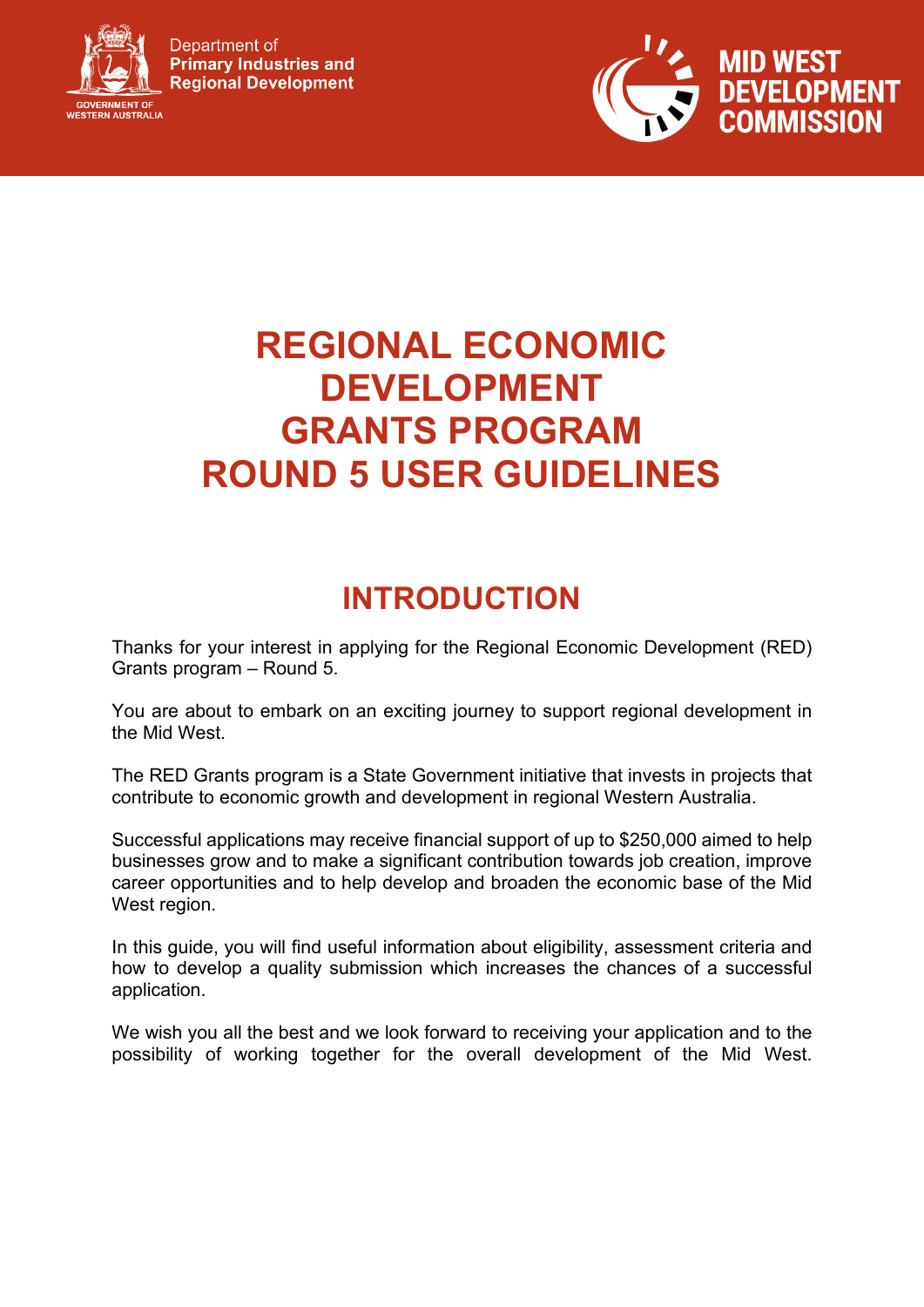Department of
**Primary Industries and Regional Development**

GOVERNMENT OF WESTERN AUSTRALIA

**MID WEST DEVELOPMENT COMMISSION**

# REGIONAL ECONOMIC DEVELOPMENT GRANTS PROGRAM ROUND 5 USER GUIDELINES

## INTRODUCTION

Thanks for your interest in applying for the Regional Economic Development (RED) Grants program – Round 5.

You are about to embark on an exciting journey to support regional development in the Mid West.

The RED Grants program is a State Government initiative that invests in projects that contribute to economic growth and development in regional Western Australia.

Successful applications may receive financial support of up to $250,000 aimed to help businesses grow and to make a significant contribution towards job creation, improve career opportunities and to help develop and broaden the economic base of the Mid West region.

In this guide, you will find useful information about eligibility, assessment criteria and how to develop a quality submission which increases the chances of a successful application.

We wish you all the best and we look forward to receiving your application and to the possibility of working together for the overall development of the Mid West.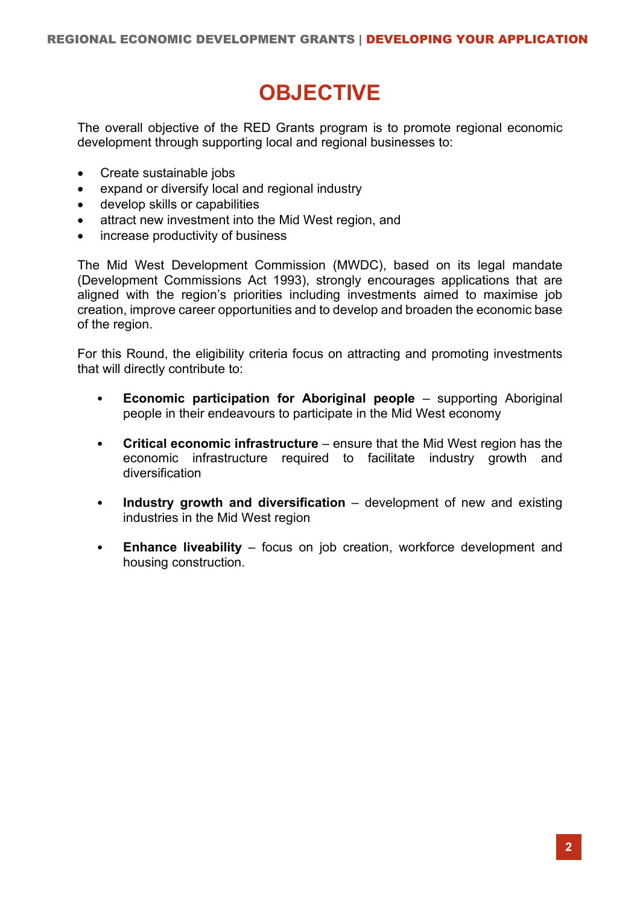# OBJECTIVE

The overall objective of the RED Grants program is to promote regional economic development through supporting local and regional businesses to:

- Create sustainable jobs
- expand or diversify local and regional industry
- develop skills or capabilities
- attract new investment into the Mid West region, and
- increase productivity of business

The Mid West Development Commission (MWDC), based on its legal mandate (Development Commissions Act 1993), strongly encourages applications that are aligned with the region's priorities including investments aimed to maximise job creation, improve career opportunities and to develop and broaden the economic base of the region.

For this Round, the eligibility criteria focus on attracting and promoting investments that will directly contribute to:

- **Economic participation for Aboriginal people** – supporting Aboriginal people in their endeavours to participate in the Mid West economy
- **Critical economic infrastructure** – ensure that the Mid West region has the economic infrastructure required to facilitate industry growth and diversification
- **Industry growth and diversification** – development of new and existing industries in the Mid West region
- **Enhance liveability** – focus on job creation, workforce development and housing construction.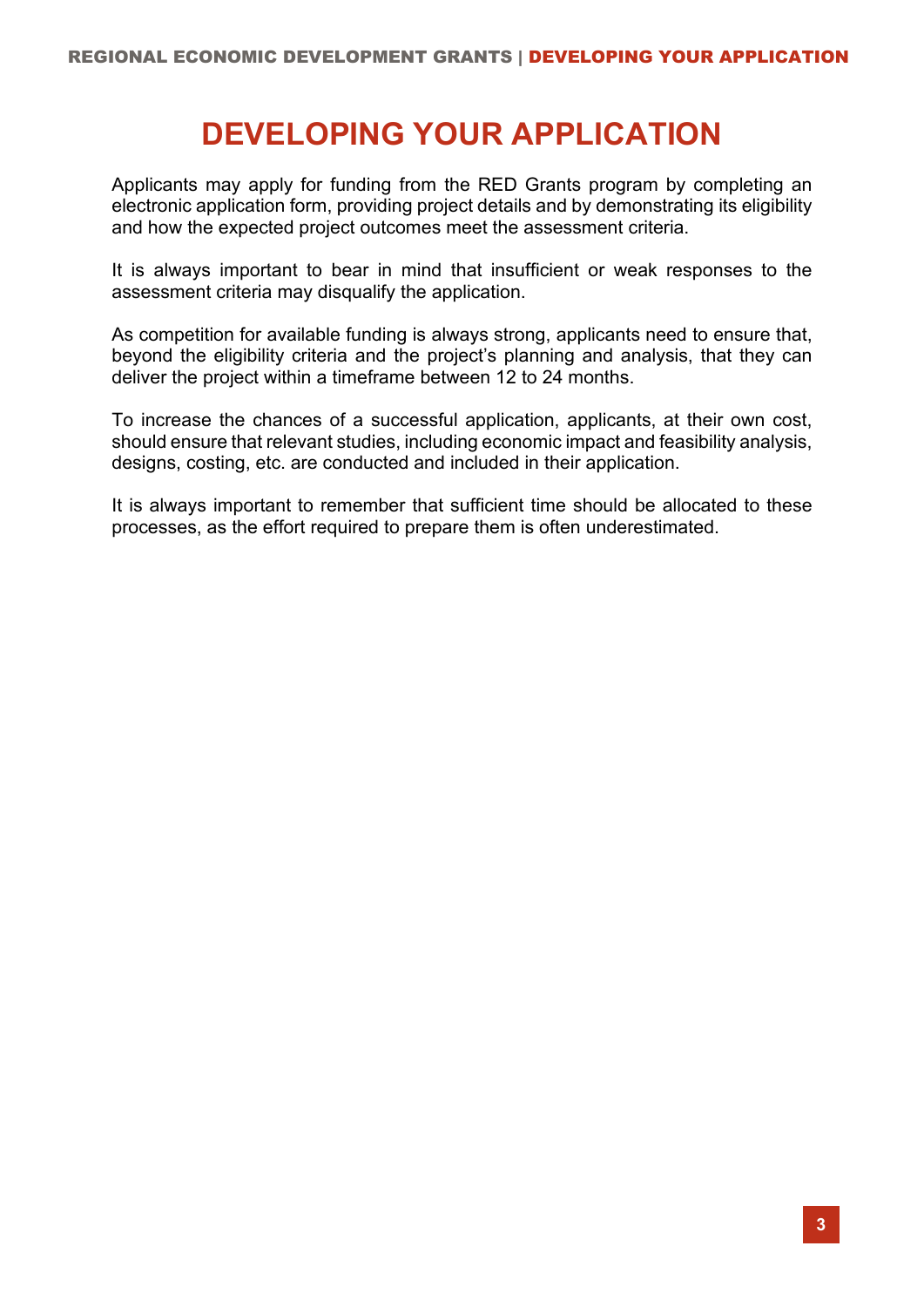# DEVELOPING YOUR APPLICATION

Applicants may apply for funding from the RED Grants program by completing an electronic application form, providing project details and by demonstrating its eligibility and how the expected project outcomes meet the assessment criteria.

It is always important to bear in mind that insufficient or weak responses to the assessment criteria may disqualify the application.

As competition for available funding is always strong, applicants need to ensure that, beyond the eligibility criteria and the project's planning and analysis, that they can deliver the project within a timeframe between 12 to 24 months.

To increase the chances of a successful application, applicants, at their own cost, should ensure that relevant studies, including economic impact and feasibility analysis, designs, costing, etc. are conducted and included in their application.

It is always important to remember that sufficient time should be allocated to these processes, as the effort required to prepare them is often underestimated.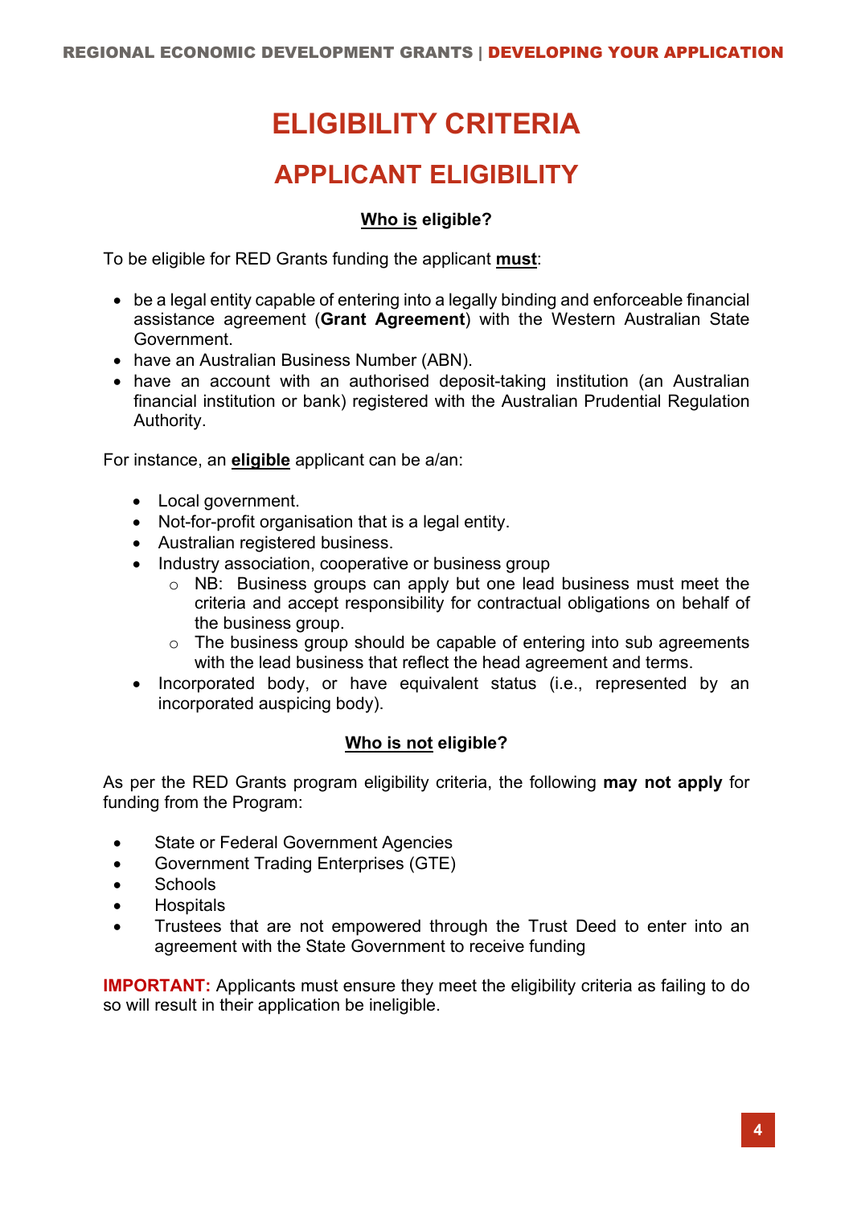# ELIGIBILITY CRITERIA

## APPLICANT ELIGIBILITY

### Who is eligible?

To be eligible for RED Grants funding the applicant **must**:

- be a legal entity capable of entering into a legally binding and enforceable financial assistance agreement (**Grant Agreement**) with the Western Australian State Government.
- have an Australian Business Number (ABN).
- have an account with an authorised deposit-taking institution (an Australian financial institution or bank) registered with the Australian Prudential Regulation Authority.

For instance, an **eligible** applicant can be a/an:

- Local government.
- Not-for-profit organisation that is a legal entity.
- Australian registered business.
- Industry association, cooperative or business group
  - NB: Business groups can apply but one lead business must meet the criteria and accept responsibility for contractual obligations on behalf of the business group.
  - The business group should be capable of entering into sub agreements with the lead business that reflect the head agreement and terms.
- Incorporated body, or have equivalent status (i.e., represented by an incorporated auspicing body).

### Who is not eligible?

As per the RED Grants program eligibility criteria, the following **may not apply** for funding from the Program:

- State or Federal Government Agencies
- Government Trading Enterprises (GTE)
- Schools
- Hospitals
- Trustees that are not empowered through the Trust Deed to enter into an agreement with the State Government to receive funding

**IMPORTANT:** Applicants must ensure they meet the eligibility criteria as failing to do so will result in their application be ineligible.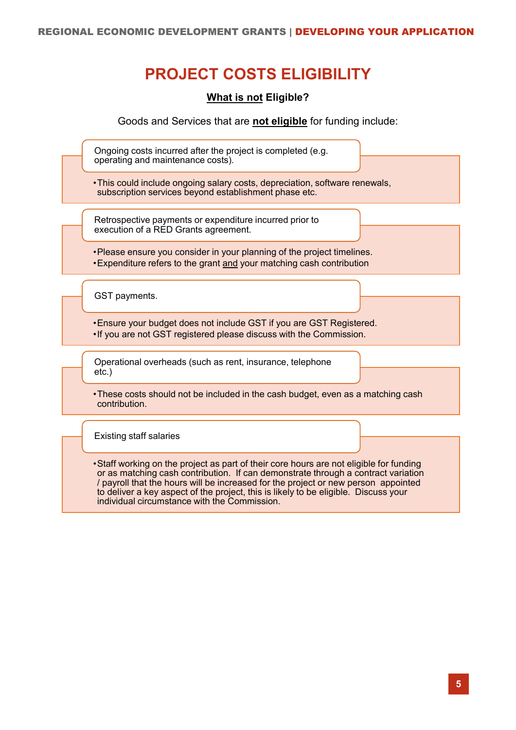# PROJECT COSTS ELIGIBILITY

**What is not Eligible?**

Goods and Services that are **not eligible** for funding include:

**Ongoing costs incurred after the project is completed (e.g. operating and maintenance costs).**

- This could include ongoing salary costs, depreciation, software renewals, subscription services beyond establishment phase etc.

**Retrospective payments or expenditure incurred prior to execution of a RED Grants agreement.**

- Please ensure you consider in your planning of the project timelines.
- Expenditure refers to the grant and your matching cash contribution

**GST payments.**

- Ensure your budget does not include GST if you are GST Registered.
- If you are not GST registered please discuss with the Commission.

**Operational overheads (such as rent, insurance, telephone etc.)**

- These costs should not be included in the cash budget, even as a matching cash contribution.

**Existing staff salaries**

- Staff working on the project as part of their core hours are not eligible for funding or as matching cash contribution. If can demonstrate through a contract variation / payroll that the hours will be increased for the project or new person appointed to deliver a key aspect of the project, this is likely to be eligible. Discuss your individual circumstance with the Commission.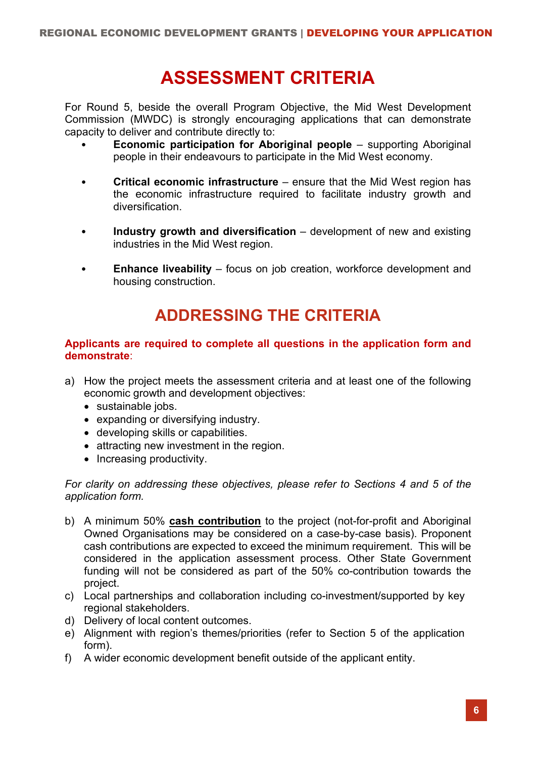# ASSESSMENT CRITERIA

For Round 5, beside the overall Program Objective, the Mid West Development Commission (MWDC) is strongly encouraging applications that can demonstrate capacity to deliver and contribute directly to:

- **Economic participation for Aboriginal people** – supporting Aboriginal people in their endeavours to participate in the Mid West economy.
- **Critical economic infrastructure** – ensure that the Mid West region has the economic infrastructure required to facilitate industry growth and diversification.
- **Industry growth and diversification** – development of new and existing industries in the Mid West region.
- **Enhance liveability** – focus on job creation, workforce development and housing construction.

# ADDRESSING THE CRITERIA

**Applicants are required to complete all questions in the application form and demonstrate**:

a) How the project meets the assessment criteria and at least one of the following economic growth and development objectives:
   - sustainable jobs.
   - expanding or diversifying industry.
   - developing skills or capabilities.
   - attracting new investment in the region.
   - Increasing productivity.

*For clarity on addressing these objectives, please refer to Sections 4 and 5 of the application form.*

b) A minimum 50% **cash contribution** to the project (not-for-profit and Aboriginal Owned Organisations may be considered on a case-by-case basis). Proponent cash contributions are expected to exceed the minimum requirement. This will be considered in the application assessment process. Other State Government funding will not be considered as part of the 50% co-contribution towards the project.
c) Local partnerships and collaboration including co-investment/supported by key regional stakeholders.
d) Delivery of local content outcomes.
e) Alignment with region's themes/priorities (refer to Section 5 of the application form).
f) A wider economic development benefit outside of the applicant entity.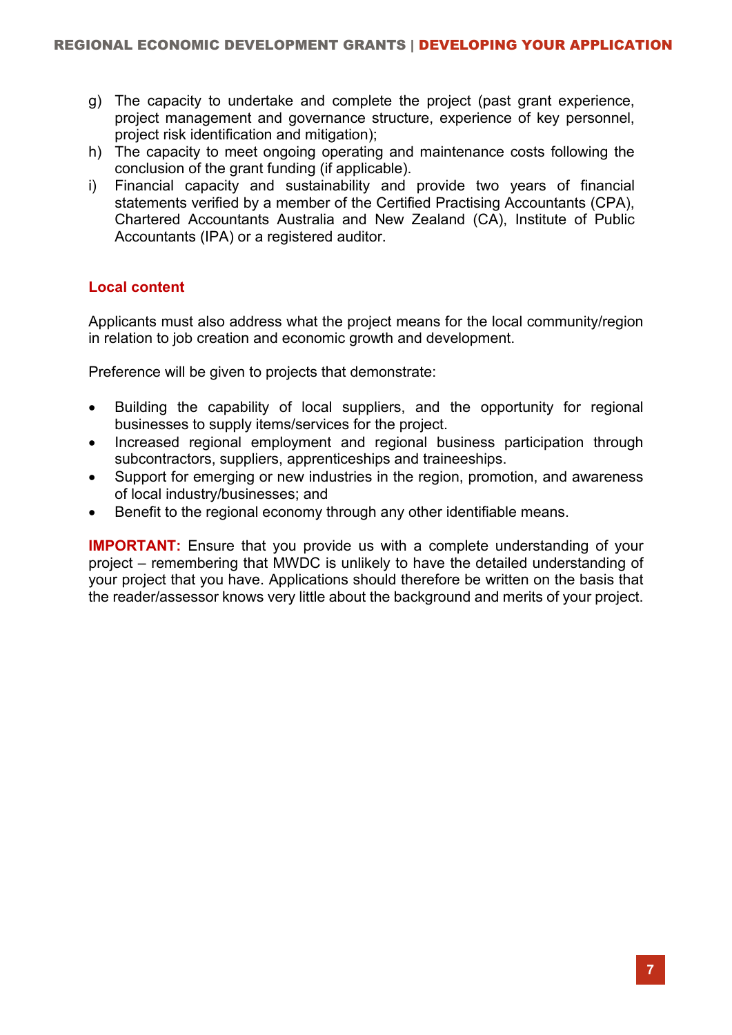g) The capacity to undertake and complete the project (past grant experience, project management and governance structure, experience of key personnel, project risk identification and mitigation);
h) The capacity to meet ongoing operating and maintenance costs following the conclusion of the grant funding (if applicable).
i) Financial capacity and sustainability and provide two years of financial statements verified by a member of the Certified Practising Accountants (CPA), Chartered Accountants Australia and New Zealand (CA), Institute of Public Accountants (IPA) or a registered auditor.

## Local content

Applicants must also address what the project means for the local community/region in relation to job creation and economic growth and development.

Preference will be given to projects that demonstrate:

- Building the capability of local suppliers, and the opportunity for regional businesses to supply items/services for the project.
- Increased regional employment and regional business participation through subcontractors, suppliers, apprenticeships and traineeships.
- Support for emerging or new industries in the region, promotion, and awareness of local industry/businesses; and
- Benefit to the regional economy through any other identifiable means.

**IMPORTANT:** Ensure that you provide us with a complete understanding of your project – remembering that MWDC is unlikely to have the detailed understanding of your project that you have. Applications should therefore be written on the basis that the reader/assessor knows very little about the background and merits of your project.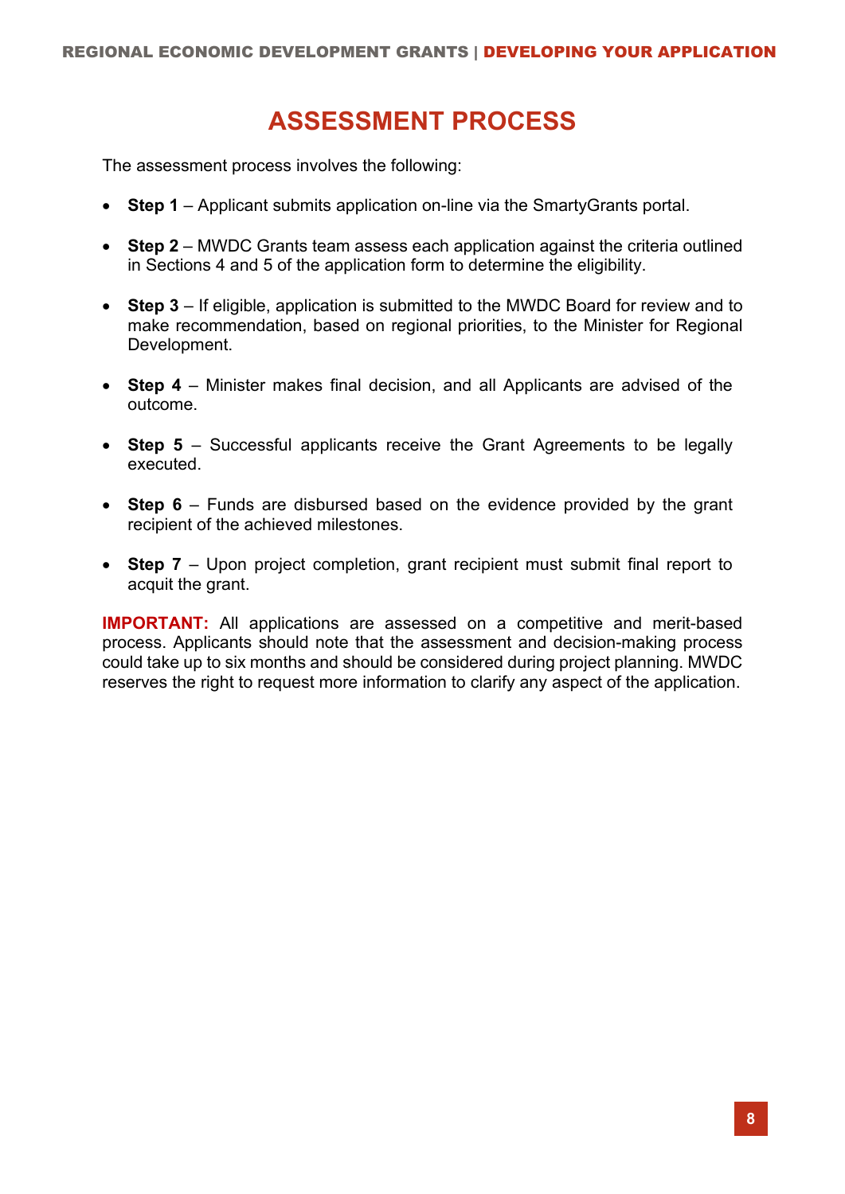# ASSESSMENT PROCESS

The assessment process involves the following:

- **Step 1** – Applicant submits application on-line via the SmartyGrants portal.
- **Step 2** – MWDC Grants team assess each application against the criteria outlined in Sections 4 and 5 of the application form to determine the eligibility.
- **Step 3** – If eligible, application is submitted to the MWDC Board for review and to make recommendation, based on regional priorities, to the Minister for Regional Development.
- **Step 4** – Minister makes final decision, and all Applicants are advised of the outcome.
- **Step 5** – Successful applicants receive the Grant Agreements to be legally executed.
- **Step 6** – Funds are disbursed based on the evidence provided by the grant recipient of the achieved milestones.
- **Step 7** – Upon project completion, grant recipient must submit final report to acquit the grant.

**IMPORTANT:** All applications are assessed on a competitive and merit-based process. Applicants should note that the assessment and decision-making process could take up to six months and should be considered during project planning. MWDC reserves the right to request more information to clarify any aspect of the application.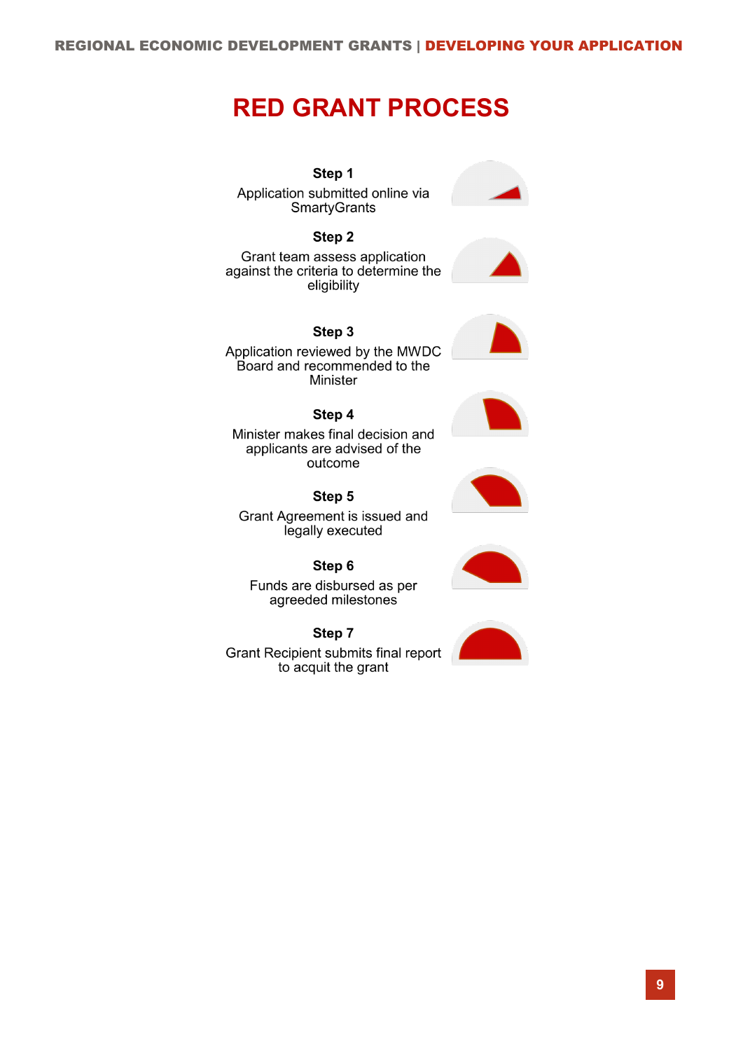# RED GRANT PROCESS

**Step 1**
Application submitted online via SmartyGrants

**Step 2**
Grant team assess application against the criteria to determine the eligibility

**Step 3**
Application reviewed by the MWDC Board and recommended to the Minister

**Step 4**
Minister makes final decision and applicants are advised of the outcome

**Step 5**
Grant Agreement is issued and legally executed

**Step 6**
Funds are disbursed as per agreeded milestones

**Step 7**
Grant Recipient submits final report to acquit the grant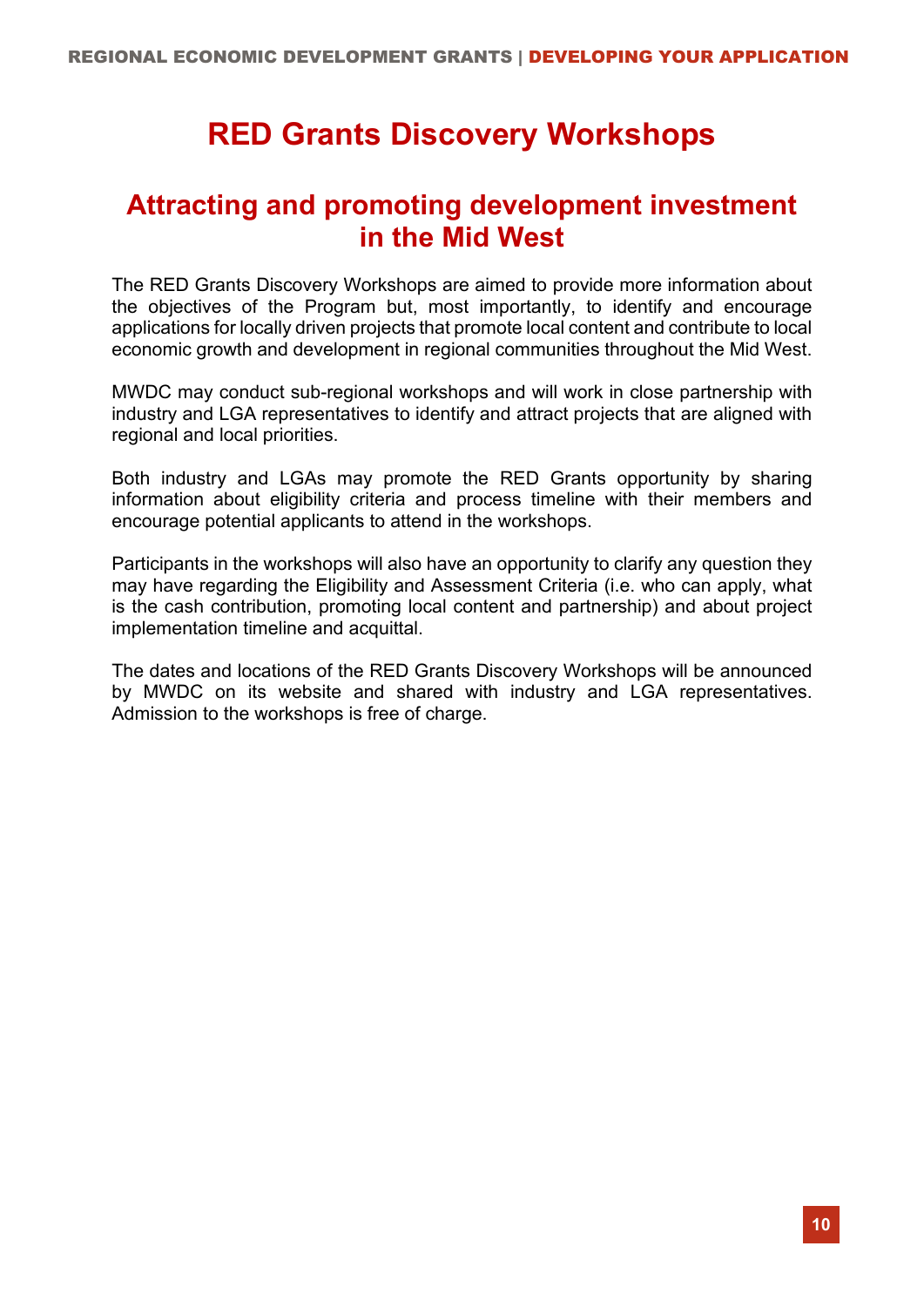# RED Grants Discovery Workshops

## Attracting and promoting development investment in the Mid West

The RED Grants Discovery Workshops are aimed to provide more information about the objectives of the Program but, most importantly, to identify and encourage applications for locally driven projects that promote local content and contribute to local economic growth and development in regional communities throughout the Mid West.

MWDC may conduct sub-regional workshops and will work in close partnership with industry and LGA representatives to identify and attract projects that are aligned with regional and local priorities.

Both industry and LGAs may promote the RED Grants opportunity by sharing information about eligibility criteria and process timeline with their members and encourage potential applicants to attend in the workshops.

Participants in the workshops will also have an opportunity to clarify any question they may have regarding the Eligibility and Assessment Criteria (i.e. who can apply, what is the cash contribution, promoting local content and partnership) and about project implementation timeline and acquittal.

The dates and locations of the RED Grants Discovery Workshops will be announced by MWDC on its website and shared with industry and LGA representatives. Admission to the workshops is free of charge.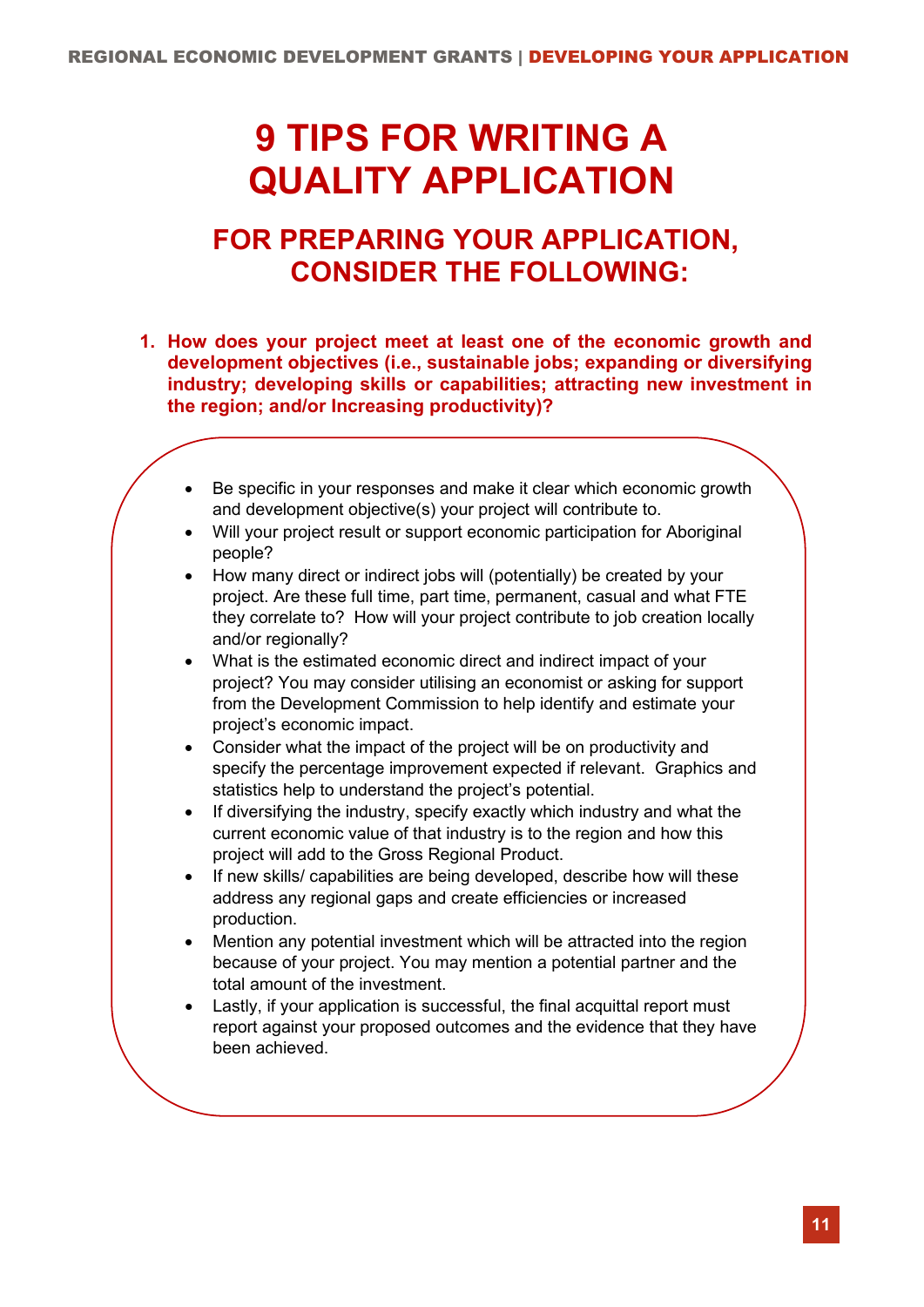# 9 TIPS FOR WRITING A QUALITY APPLICATION

## FOR PREPARING YOUR APPLICATION, CONSIDER THE FOLLOWING:

1. **How does your project meet at least one of the economic growth and development objectives (i.e., sustainable jobs; expanding or diversifying industry; developing skills or capabilities; attracting new investment in the region; and/or Increasing productivity)?**

- Be specific in your responses and make it clear which economic growth and development objective(s) your project will contribute to.
- Will your project result or support economic participation for Aboriginal people?
- How many direct or indirect jobs will (potentially) be created by your project. Are these full time, part time, permanent, casual and what FTE they correlate to? How will your project contribute to job creation locally and/or regionally?
- What is the estimated economic direct and indirect impact of your project? You may consider utilising an economist or asking for support from the Development Commission to help identify and estimate your project's economic impact.
- Consider what the impact of the project will be on productivity and specify the percentage improvement expected if relevant. Graphics and statistics help to understand the project's potential.
- If diversifying the industry, specify exactly which industry and what the current economic value of that industry is to the region and how this project will add to the Gross Regional Product.
- If new skills/ capabilities are being developed, describe how will these address any regional gaps and create efficiencies or increased production.
- Mention any potential investment which will be attracted into the region because of your project. You may mention a potential partner and the total amount of the investment.
- Lastly, if your application is successful, the final acquittal report must report against your proposed outcomes and the evidence that they have been achieved.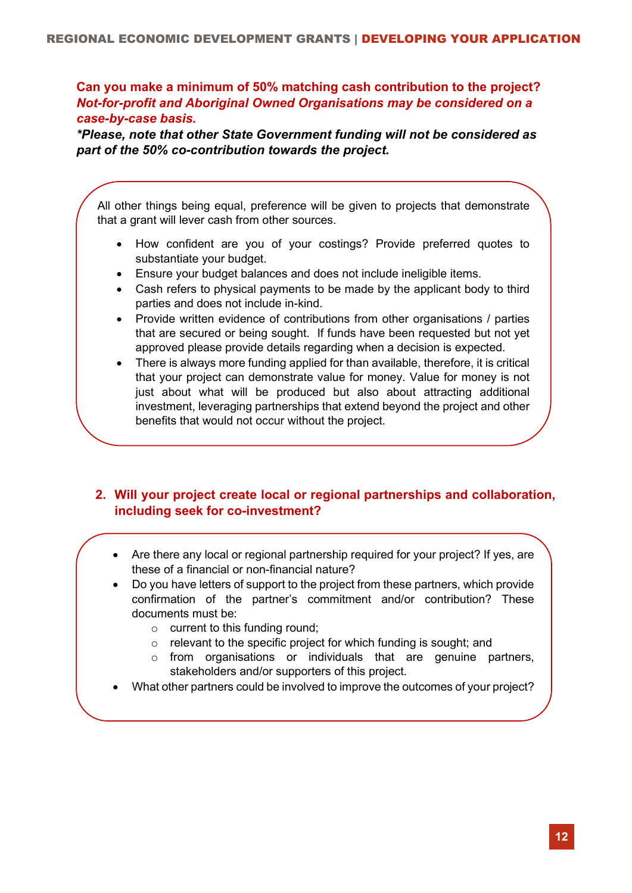**Can you make a minimum of 50% matching cash contribution to the project?**
***Not-for-profit and Aboriginal Owned Organisations may be considered on a case-by-case basis.***

***\*Please, note that other State Government funding will not be considered as part of the 50% co-contribution towards the project.***

All other things being equal, preference will be given to projects that demonstrate that a grant will lever cash from other sources.

- How confident are you of your costings? Provide preferred quotes to substantiate your budget.
- Ensure your budget balances and does not include ineligible items.
- Cash refers to physical payments to be made by the applicant body to third parties and does not include in-kind.
- Provide written evidence of contributions from other organisations / parties that are secured or being sought. If funds have been requested but not yet approved please provide details regarding when a decision is expected.
- There is always more funding applied for than available, therefore, it is critical that your project can demonstrate value for money. Value for money is not just about what will be produced but also about attracting additional investment, leveraging partnerships that extend beyond the project and other benefits that would not occur without the project.

## 2. Will your project create local or regional partnerships and collaboration, including seek for co-investment?

- Are there any local or regional partnership required for your project? If yes, are these of a financial or non-financial nature?
- Do you have letters of support to the project from these partners, which provide confirmation of the partner's commitment and/or contribution? These documents must be:
  - current to this funding round;
  - relevant to the specific project for which funding is sought; and
  - from organisations or individuals that are genuine partners, stakeholders and/or supporters of this project.
- What other partners could be involved to improve the outcomes of your project?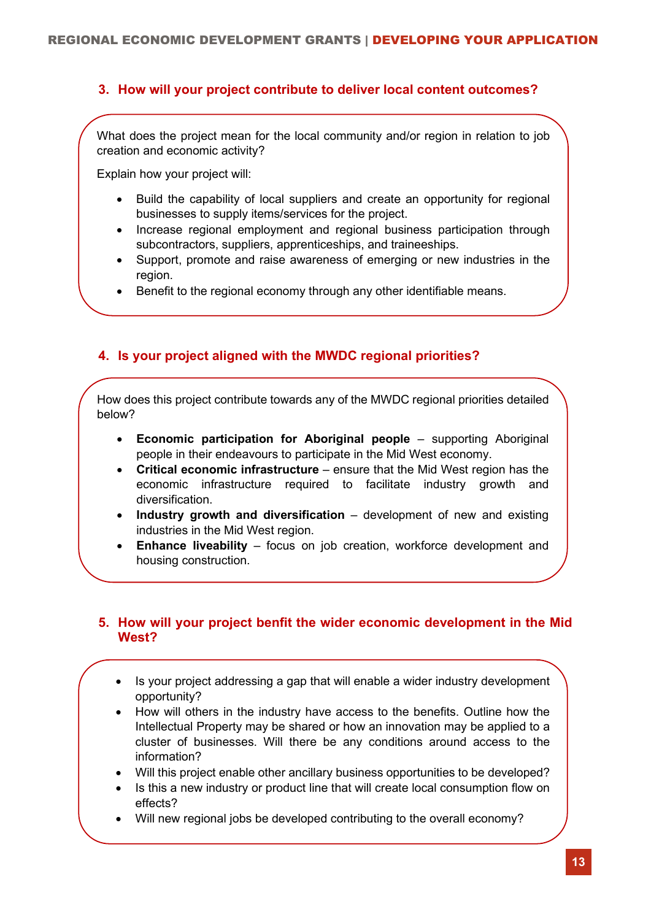## 3. How will your project contribute to deliver local content outcomes?

What does the project mean for the local community and/or region in relation to job creation and economic activity?

Explain how your project will:

- Build the capability of local suppliers and create an opportunity for regional businesses to supply items/services for the project.
- Increase regional employment and regional business participation through subcontractors, suppliers, apprenticeships, and traineeships.
- Support, promote and raise awareness of emerging or new industries in the region.
- Benefit to the regional economy through any other identifiable means.

## 4. Is your project aligned with the MWDC regional priorities?

How does this project contribute towards any of the MWDC regional priorities detailed below?

- **Economic participation for Aboriginal people** – supporting Aboriginal people in their endeavours to participate in the Mid West economy.
- **Critical economic infrastructure** – ensure that the Mid West region has the economic infrastructure required to facilitate industry growth and diversification.
- **Industry growth and diversification** – development of new and existing industries in the Mid West region.
- **Enhance liveability** – focus on job creation, workforce development and housing construction.

## 5. How will your project benfit the wider economic development in the Mid West?

- Is your project addressing a gap that will enable a wider industry development opportunity?
- How will others in the industry have access to the benefits. Outline how the Intellectual Property may be shared or how an innovation may be applied to a cluster of businesses. Will there be any conditions around access to the information?
- Will this project enable other ancillary business opportunities to be developed?
- Is this a new industry or product line that will create local consumption flow on effects?
- Will new regional jobs be developed contributing to the overall economy?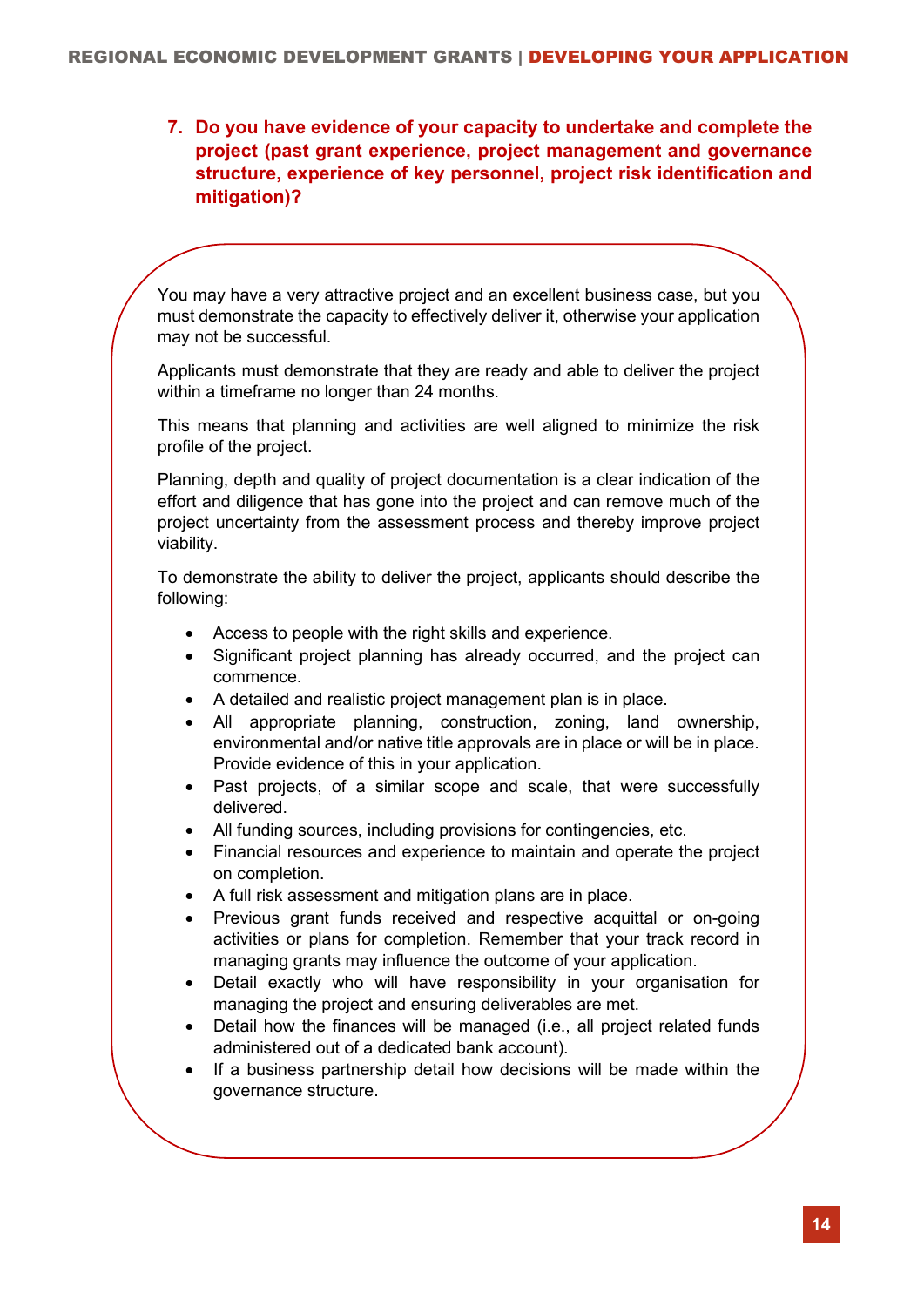## 7. Do you have evidence of your capacity to undertake and complete the project (past grant experience, project management and governance structure, experience of key personnel, project risk identification and mitigation)?

You may have a very attractive project and an excellent business case, but you must demonstrate the capacity to effectively deliver it, otherwise your application may not be successful.

Applicants must demonstrate that they are ready and able to deliver the project within a timeframe no longer than 24 months.

This means that planning and activities are well aligned to minimize the risk profile of the project.

Planning, depth and quality of project documentation is a clear indication of the effort and diligence that has gone into the project and can remove much of the project uncertainty from the assessment process and thereby improve project viability.

To demonstrate the ability to deliver the project, applicants should describe the following:

- Access to people with the right skills and experience.
- Significant project planning has already occurred, and the project can commence.
- A detailed and realistic project management plan is in place.
- All appropriate planning, construction, zoning, land ownership, environmental and/or native title approvals are in place or will be in place. Provide evidence of this in your application.
- Past projects, of a similar scope and scale, that were successfully delivered.
- All funding sources, including provisions for contingencies, etc.
- Financial resources and experience to maintain and operate the project on completion.
- A full risk assessment and mitigation plans are in place.
- Previous grant funds received and respective acquittal or on-going activities or plans for completion. Remember that your track record in managing grants may influence the outcome of your application.
- Detail exactly who will have responsibility in your organisation for managing the project and ensuring deliverables are met.
- Detail how the finances will be managed (i.e., all project related funds administered out of a dedicated bank account).
- If a business partnership detail how decisions will be made within the governance structure.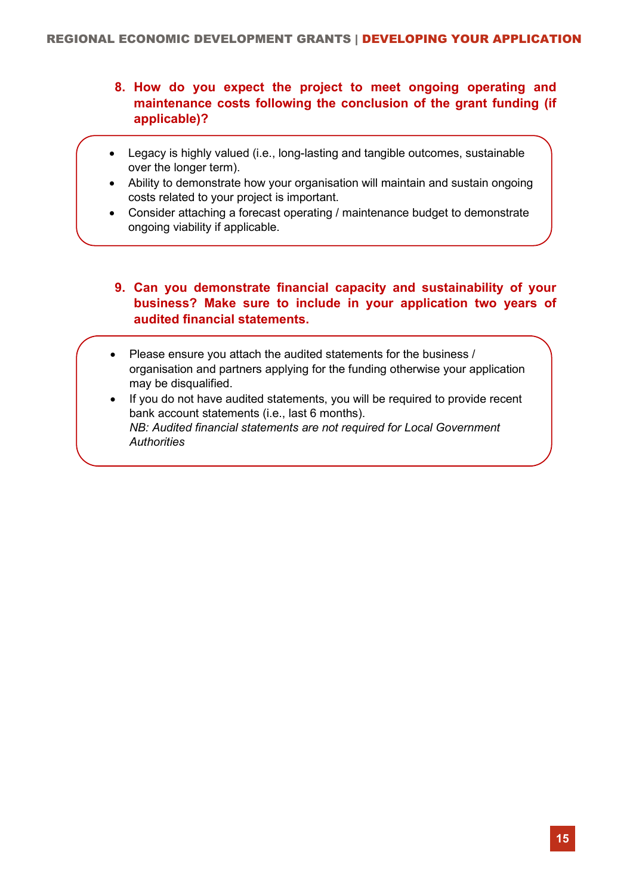### 8. How do you expect the project to meet ongoing operating and maintenance costs following the conclusion of the grant funding (if applicable)?

- Legacy is highly valued (i.e., long-lasting and tangible outcomes, sustainable over the longer term).
- Ability to demonstrate how your organisation will maintain and sustain ongoing costs related to your project is important.
- Consider attaching a forecast operating / maintenance budget to demonstrate ongoing viability if applicable.

### 9. Can you demonstrate financial capacity and sustainability of your business? Make sure to include in your application two years of audited financial statements.

- Please ensure you attach the audited statements for the business / organisation and partners applying for the funding otherwise your application may be disqualified.
- If you do not have audited statements, you will be required to provide recent bank account statements (i.e., last 6 months).
  *NB: Audited financial statements are not required for Local Government Authorities*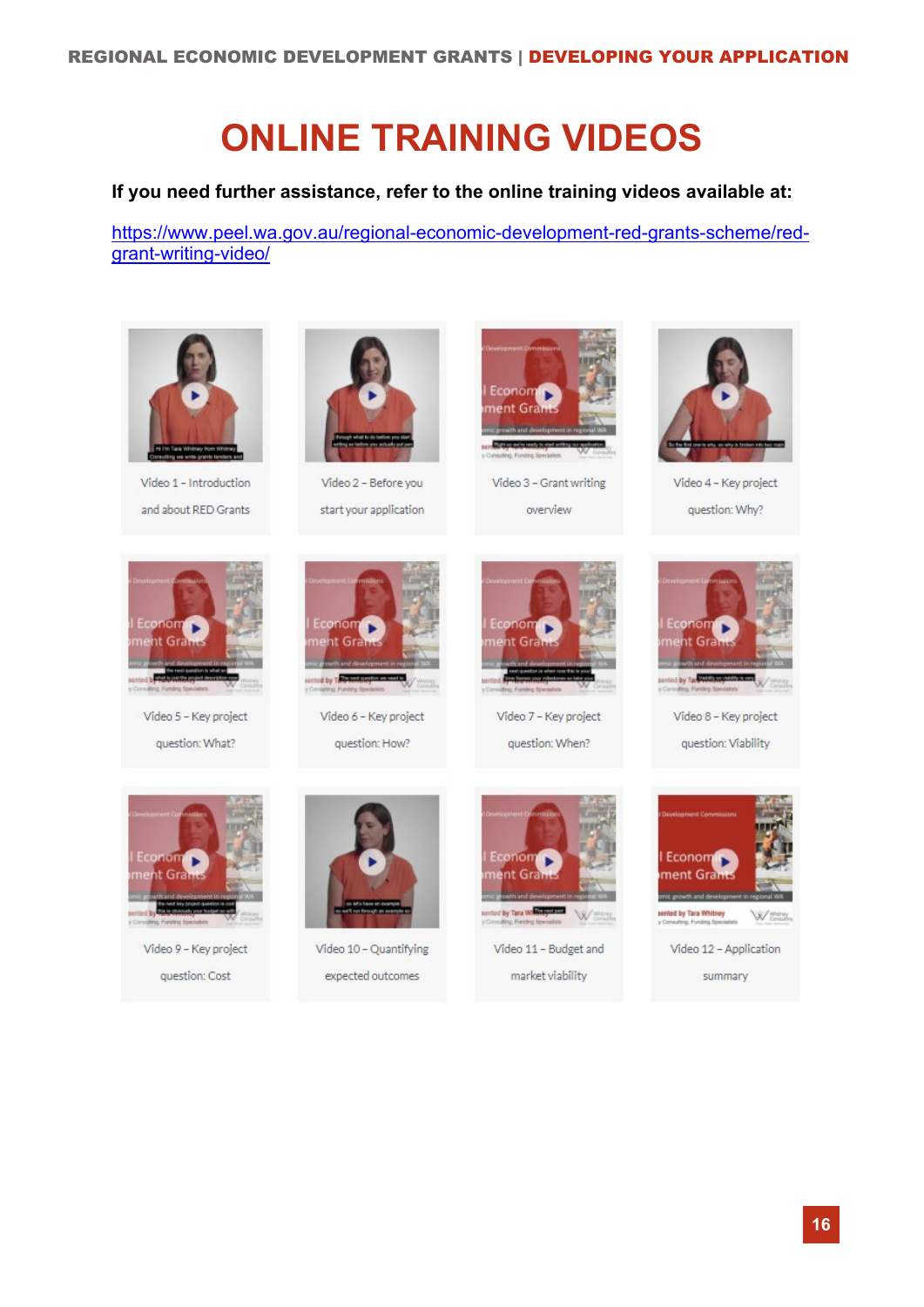# ONLINE TRAINING VIDEOS

**If you need further assistance, refer to the online training videos available at:**

https://www.peel.wa.gov.au/regional-economic-development-red-grants-scheme/red-grant-writing-video/

Video 1 – Introduction and about RED Grants

Video 2 – Before you start your application

Video 3 – Grant writing overview

Video 4 – Key project question: Why?

Video 5 – Key project question: What?

Video 6 – Key project question: How?

Video 7 – Key project question: When?

Video 8 – Key project question: Viability

Video 9 – Key project question: Cost

Video 10 – Quantifying expected outcomes

Video 11 – Budget and market viability

Video 12 – Application summary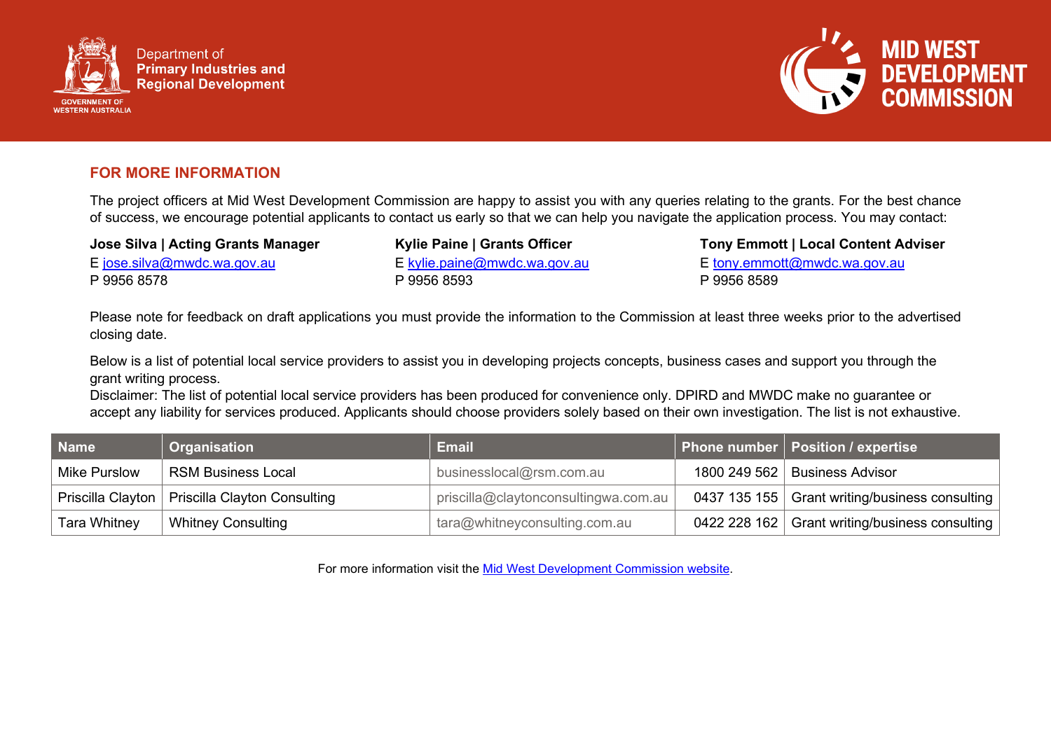Department of Primary Industries and Regional Development

GOVERNMENT OF WESTERN AUSTRALIA

MID WEST DEVELOPMENT COMMISSION

## FOR MORE INFORMATION

The project officers at Mid West Development Commission are happy to assist you with any queries relating to the grants. For the best chance of success, we encourage potential applicants to contact us early so that we can help you navigate the application process. You may contact:

**Jose Silva | Acting Grants Manager**
E jose.silva@mwdc.wa.gov.au
P 9956 8578

**Kylie Paine | Grants Officer**
E kylie.paine@mwdc.wa.gov.au
P 9956 8593

**Tony Emmott | Local Content Adviser**
E tony.emmott@mwdc.wa.gov.au
P 9956 8589

Please note for feedback on draft applications you must provide the information to the Commission at least three weeks prior to the advertised closing date.

Below is a list of potential local service providers to assist you in developing projects concepts, business cases and support you through the grant writing process.
Disclaimer: The list of potential local service providers has been produced for convenience only. DPIRD and MWDC make no guarantee or accept any liability for services produced. Applicants should choose providers solely based on their own investigation. The list is not exhaustive.

| Name | Organisation | Email | Phone number | Position / expertise |
|---|---|---|---|---|
| Mike Purslow | RSM Business Local | businesslocal@rsm.com.au | 1800 249 562 | Business Advisor |
| Priscilla Clayton | Priscilla Clayton Consulting | priscilla@claytonconsultingwa.com.au | 0437 135 155 | Grant writing/business consulting |
| Tara Whitney | Whitney Consulting | tara@whitneyconsulting.com.au | 0422 228 162 | Grant writing/business consulting |

For more information visit the Mid West Development Commission website.